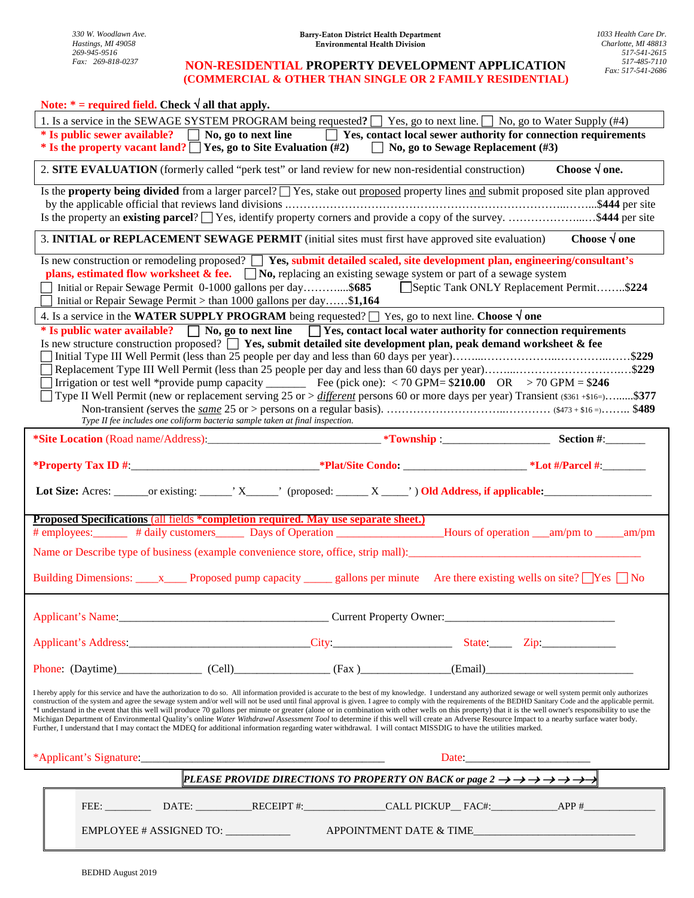330 W. Woodlawn Ave.
Hastings, MI 49058
269-945-9516
Fax: 269-818-0237

**Barry-Eaton District Health Department**
**Environmental Health Division**

1033 Health Care Dr.
Charlotte, MI 48813
517-541-2615
517-485-7110
Fax: 517-541-2686

# NON-RESIDENTIAL PROPERTY DEVELOPMENT APPLICATION
## (COMMERCIAL & OTHER THAN SINGLE OR 2 FAMILY RESIDENTIAL)

**Note: * = required field. Check √ all that apply.**

1. Is a service in the SEWAGE SYSTEM PROGRAM being requested? ☐ Yes, go to next line. ☐ No, go to Water Supply (#4)

**\* Is public sewer available?** ☐ **No, go to next line** ☐ **Yes, contact local sewer authority for connection requirements**
**\* Is the property vacant land?** ☐ **Yes, go to Site Evaluation (#2)** ☐ **No, go to Sewage Replacement (#3)**

2. **SITE EVALUATION** (formerly called "perk test" or land review for new non-residential construction) **Choose √ one.**

Is the **property being divided** from a larger parcel? ☐ Yes, stake out proposed property lines and submit proposed site plan approved by the applicable official that reviews land divisions ……………………………………………………………………...**$444** per site
Is the property an **existing parcel**? ☐ Yes, identify property corners and provide a copy of the survey. ………………...…**$444** per site

3. **INITIAL or REPLACEMENT SEWAGE PERMIT** (initial sites must first have approved site evaluation) **Choose √ one**

Is new construction or remodeling proposed? ☐ **Yes, submit detailed scaled, site development plan, engineering/consultant's plans, estimated flow worksheet & fee.** ☐ **No,** replacing an existing sewage system or part of a sewage system
☐ Initial or Repair Sewage Permit 0-1000 gallons per day………....**$685** ☐ Septic Tank ONLY Replacement Permit……..**$224**
☐ Initial or Repair Sewage Permit > than 1000 gallons per day……**$1,164**

4. Is a service in the **WATER SUPPLY PROGRAM** being requested? ☐ Yes, go to next line. **Choose √ one**

**\* Is public water available?** ☐ **No, go to next line** ☐ **Yes, contact local water authority for connection requirements**
Is new structure construction proposed? ☐ **Yes, submit detailed site development plan, peak demand worksheet & fee**
☐ Initial Type III Well Permit (less than 25 people per day and less than 60 days per year)……...………………...……………..…….$229
☐ Replacement Type III Well Permit (less than 25 people per day and less than 60 days per year)……...……………………….…….$229
☐ Irrigation or test well *provide pump capacity _______ Fee (pick one): < 70 GPM= **$210.00** OR > 70 GPM = $246
☐ Type II Well Permit (new or replacement serving 25 or > *different* persons 60 or more days per year) Transient ($361 +$16=)….......$377
Non-transient (serves the *same* 25 or > persons on a regular basis). …………………………..………… ($473 + $16 =)…….. $489
*Type II fee includes one coliform bacteria sample taken at final inspection.*

**\*Site Location** (Road name/Address):______________________________ ***Township** :___________________ **Section #**:_______

**\*Property Tax ID #**:_________________________________ **\*Plat/Site Condo:** _____________________ **\*Lot #/Parcel #**:________

**Lot Size:** Acres: ______or existing: ______' X______' (proposed: ______ X _____' ) **Old Address, if applicable**:___________________

**Proposed Specifications** (all fields **\*completion required. May use separate sheet.)**
\# employees:______ # daily customers_____ Days of Operation __________________Hours of operation ___am/pm to _____am/pm

Name or Describe type of business (example convenience store, office, strip mall):_____________________________________________

Building Dimensions: ____x____ Proposed pump capacity _____ gallons per minute Are there existing wells on site? ☐ Yes ☐ No

Applicant's Name:______________________________________ Current Property Owner:______________________________

Applicant's Address:________________________________City:_____________________ State:____ Zip:_____________

Phone: (Daytime)_______________ (Cell)_________________ (Fax )________________(Email)___________________________

I hereby apply for this service and have the authorization to do so. All information provided is accurate to the best of my knowledge. I understand any authorized sewage or well system permit only authorizes construction of the system and agree the sewage system and/or well will not be used until final approval is given. I agree to comply with the requirements of the BEDHD Sanitary Code and the applicable permit. *I understand in the event that this well will produce 70 gallons per minute or greater (alone or in combination with other wells on this property) that it is the well owner's responsibility to use the Michigan Department of Environmental Quality's online *Water Withdrawal Assessment Tool* to determine if this well will create an Adverse Resource Impact to a nearby surface water body. Further, I understand that I may contact the MDEQ for additional information regarding water withdrawal. I will contact MISSDIG to have the utilities marked.

\*Applicant's Signature:____________________________________________ Date:______________________

***PLEASE PROVIDE DIRECTIONS TO PROPERTY ON BACK or page 2 →→→→→→→***

FEE: ________ DATE: __________RECEIPT #:_______________CALL PICKUP__ FAC#:____________APP #_____________

EMPLOYEE # ASSIGNED TO: ___________ APPOINTMENT DATE & TIME_____________________________

BEDHD August 2019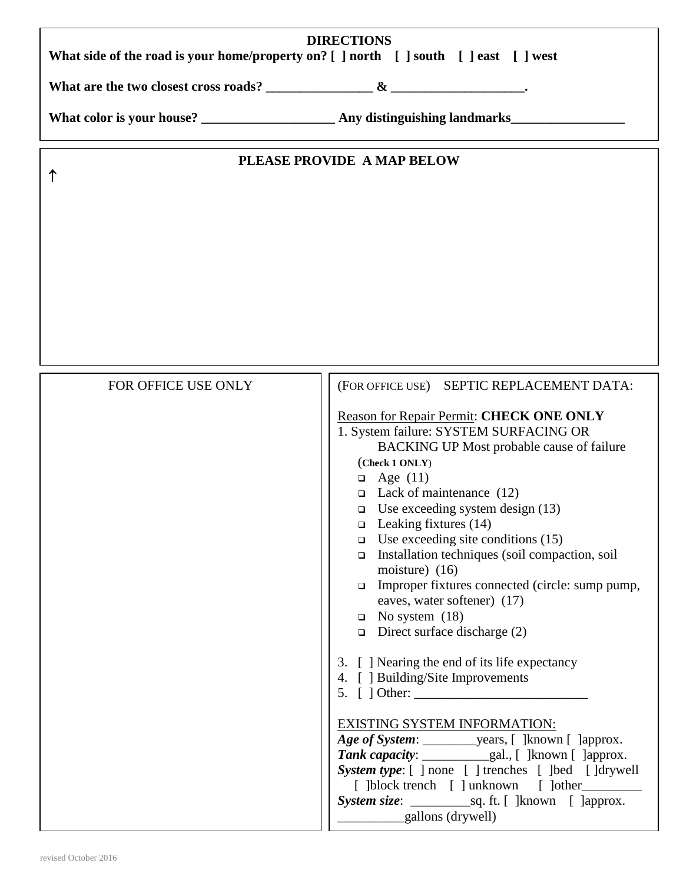## DIRECTIONS

**What side of the road is your home/property on? [ ] north [ ] south [ ] east [ ] west**

**What are the two closest cross roads? ________________ & ____________________.**

**What color is your house? ____________________ Any distinguishing landmarks_________________**

## PLEASE PROVIDE A MAP BELOW

↑

FOR OFFICE USE ONLY

(FOR OFFICE USE) SEPTIC REPLACEMENT DATA:

Reason for Repair Permit: **CHECK ONE ONLY**

1. System failure: SYSTEM SURFACING OR BACKING UP Most probable cause of failure (**Check 1 ONLY**)
   - ❑ Age (11)
   - ❑ Lack of maintenance (12)
   - ❑ Use exceeding system design (13)
   - ❑ Leaking fixtures (14)
   - ❑ Use exceeding site conditions (15)
   - ❑ Installation techniques (soil compaction, soil moisture) (16)
   - ❑ Improper fixtures connected (circle: sump pump, eaves, water softener) (17)
   - ❑ No system (18)
   - ❑ Direct surface discharge (2)

3. [ ] Nearing the end of its life expectancy
4. [ ] Building/Site Improvements
5. [ ] Other: __________________________

EXISTING SYSTEM INFORMATION:

***Age of System***: ________years, [ ]known [ ]approx.

***Tank capacity***: __________gal., [ ]known [ ]approx.

***System type***: [ ] none [ ] trenches [ ]bed [ ]drywell [ ]block trench [ ] unknown [ ]other_________

***System size***: _________sq. ft. [ ]known [ ]approx. __________gallons (drywell)

revised October 2016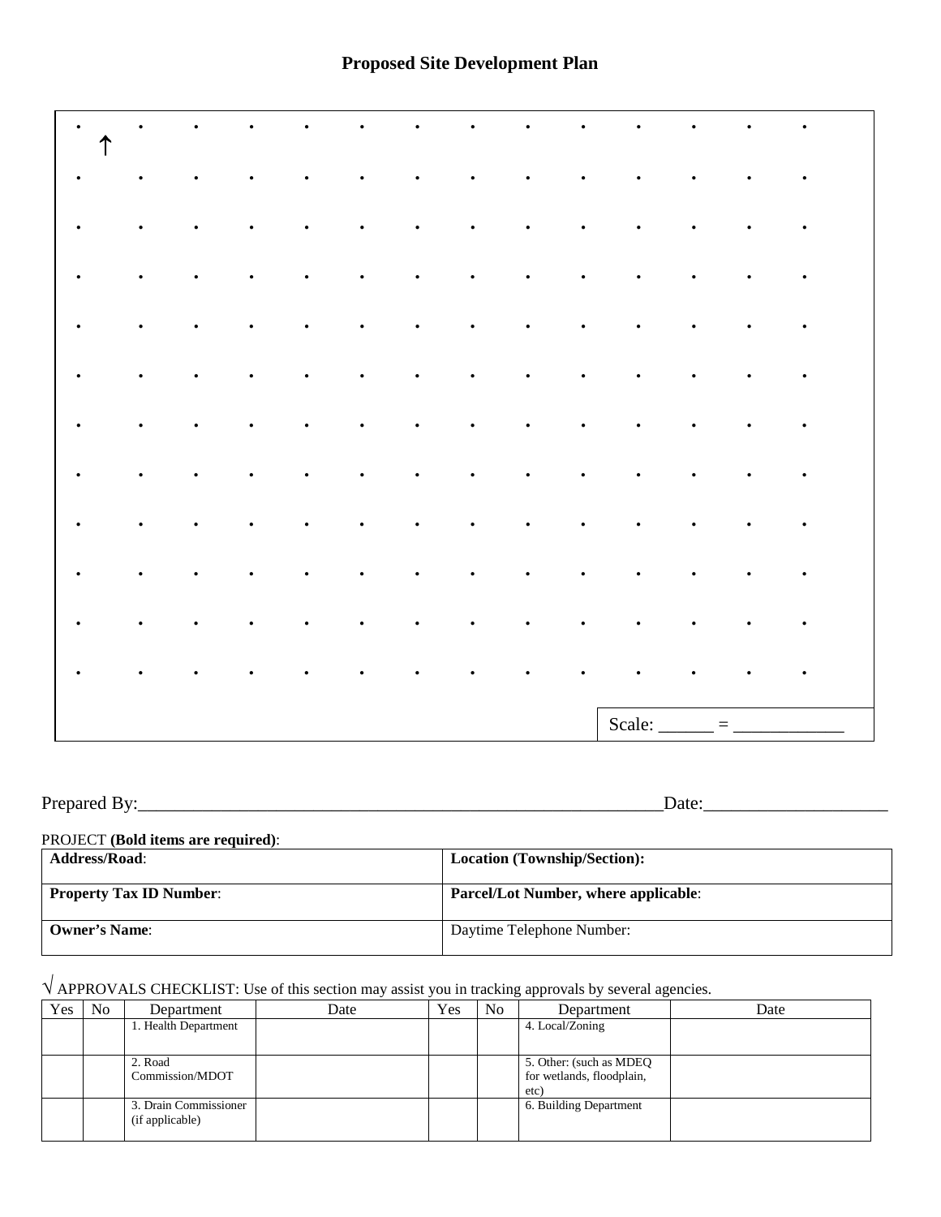# Proposed Site Development Plan

↑

Scale: ______ = ____________

Prepared By:____________________________________________________________Date:____________________

PROJECT **(Bold items are required)**:

| **Address/Road**: | **Location (Township/Section):** |
|---|---|
| **Property Tax ID Number**: | **Parcel/Lot Number, where applicable**: |
| **Owner's Name**: | Daytime Telephone Number: |

√ APPROVALS CHECKLIST: Use of this section may assist you in tracking approvals by several agencies.

| Yes | No | Department | Date | Yes | No | Department | Date |
|---|---|---|---|---|---|---|---|
| | | 1. Health Department | | | | 4. Local/Zoning | |
| | | 2. Road Commission/MDOT | | | | 5. Other: (such as MDEQ for wetlands, floodplain, etc) | |
| | | 3. Drain Commissioner (if applicable) | | | | 6. Building Department | |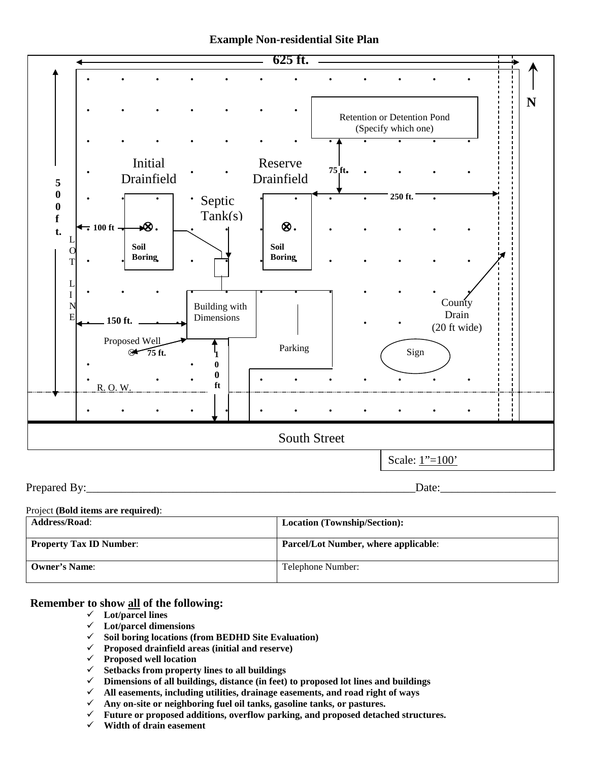# Example Non-residential Site Plan

625 ft.

N

500 ft.

LOT LINE

Retention or Detention Pond (Specify which one)

Initial Drainfield

Reserve Drainfield

75 ft.

250 ft.

Septic Tank(s)

100 ft

Soil Boring

Soil Boring

Building with Dimensions

150 ft.

County Drain (20 ft wide)

Proposed Well

75 ft.

100 ft

Parking

Sign

R. O. W.

South Street

Scale: 1"=100'

Prepared By:_____________________________________________________________Date:____________________

Project **(Bold items are required)**:

| **Address/Road**: | **Location (Township/Section):** |
|---|---|
| **Property Tax ID Number**: | **Parcel/Lot Number, where applicable**: |
| **Owner's Name**: | Telephone Number: |

**Remember to show all of the following:**

- ✓ **Lot/parcel lines**
- ✓ **Lot/parcel dimensions**
- ✓ **Soil boring locations (from BEDHD Site Evaluation)**
- ✓ **Proposed drainfield areas (initial and reserve)**
- ✓ **Proposed well location**
- ✓ **Setbacks from property lines to all buildings**
- ✓ **Dimensions of all buildings, distance (in feet) to proposed lot lines and buildings**
- ✓ **All easements, including utilities, drainage easements, and road right of ways**
- ✓ **Any on-site or neighboring fuel oil tanks, gasoline tanks, or pastures.**
- ✓ **Future or proposed additions, overflow parking, and proposed detached structures.**
- ✓ **Width of drain easement**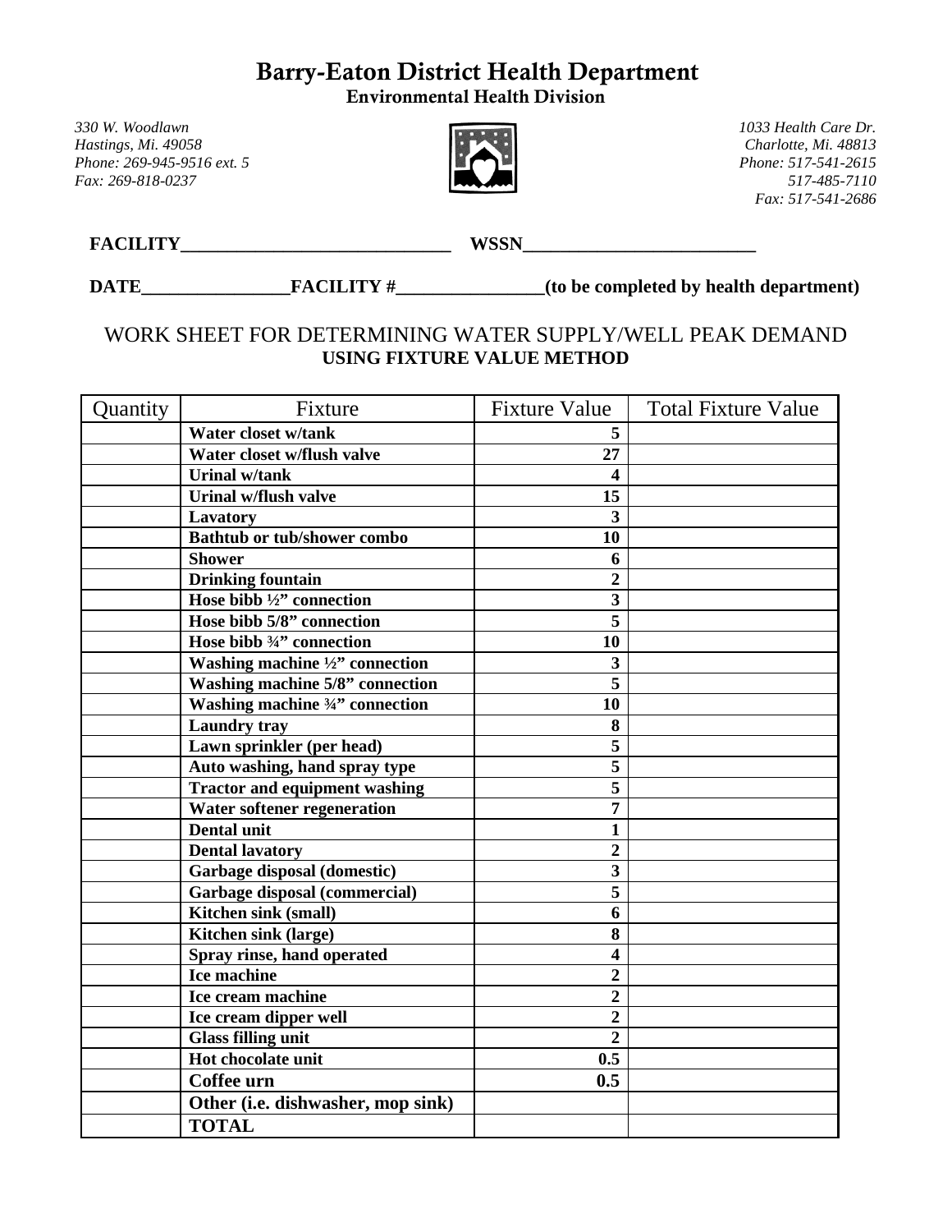# Barry-Eaton District Health Department

## Environmental Health Division

*330 W. Woodlawn*
*Hastings, Mi. 49058*
*Phone: 269-945-9516 ext. 5*
*Fax: 269-818-0237*

*1033 Health Care Dr.*
*Charlotte, Mi. 48813*
*Phone: 517-541-2615*
*517-485-7110*
*Fax: 517-541-2686*

**FACILITY**_____________________________ **WSSN**_________________________

**DATE**_______________**FACILITY #**_______________**(to be completed by health department)**

## WORK SHEET FOR DETERMINING WATER SUPPLY/WELL PEAK DEMAND

**USING FIXTURE VALUE METHOD**

| Quantity | Fixture | Fixture Value | Total Fixture Value |
|---|---|---|---|
| | **Water closet w/tank** | **5** | |
| | **Water closet w/flush valve** | **27** | |
| | **Urinal w/tank** | **4** | |
| | **Urinal w/flush valve** | **15** | |
| | **Lavatory** | **3** | |
| | **Bathtub or tub/shower combo** | **10** | |
| | **Shower** | **6** | |
| | **Drinking fountain** | **2** | |
| | **Hose bibb ½” connection** | **3** | |
| | **Hose bibb 5/8” connection** | **5** | |
| | **Hose bibb ¾” connection** | **10** | |
| | **Washing machine ½” connection** | **3** | |
| | **Washing machine 5/8” connection** | **5** | |
| | **Washing machine ¾” connection** | **10** | |
| | **Laundry tray** | **8** | |
| | **Lawn sprinkler (per head)** | **5** | |
| | **Auto washing, hand spray type** | **5** | |
| | **Tractor and equipment washing** | **5** | |
| | **Water softener regeneration** | **7** | |
| | **Dental unit** | **1** | |
| | **Dental lavatory** | **2** | |
| | **Garbage disposal (domestic)** | **3** | |
| | **Garbage disposal (commercial)** | **5** | |
| | **Kitchen sink (small)** | **6** | |
| | **Kitchen sink (large)** | **8** | |
| | **Spray rinse, hand operated** | **4** | |
| | **Ice machine** | **2** | |
| | **Ice cream machine** | **2** | |
| | **Ice cream dipper well** | **2** | |
| | **Glass filling unit** | **2** | |
| | **Hot chocolate unit** | **0.5** | |
| | **Coffee urn** | **0.5** | |
| | **Other (i.e. dishwasher, mop sink)** | | |
| | **TOTAL** | | |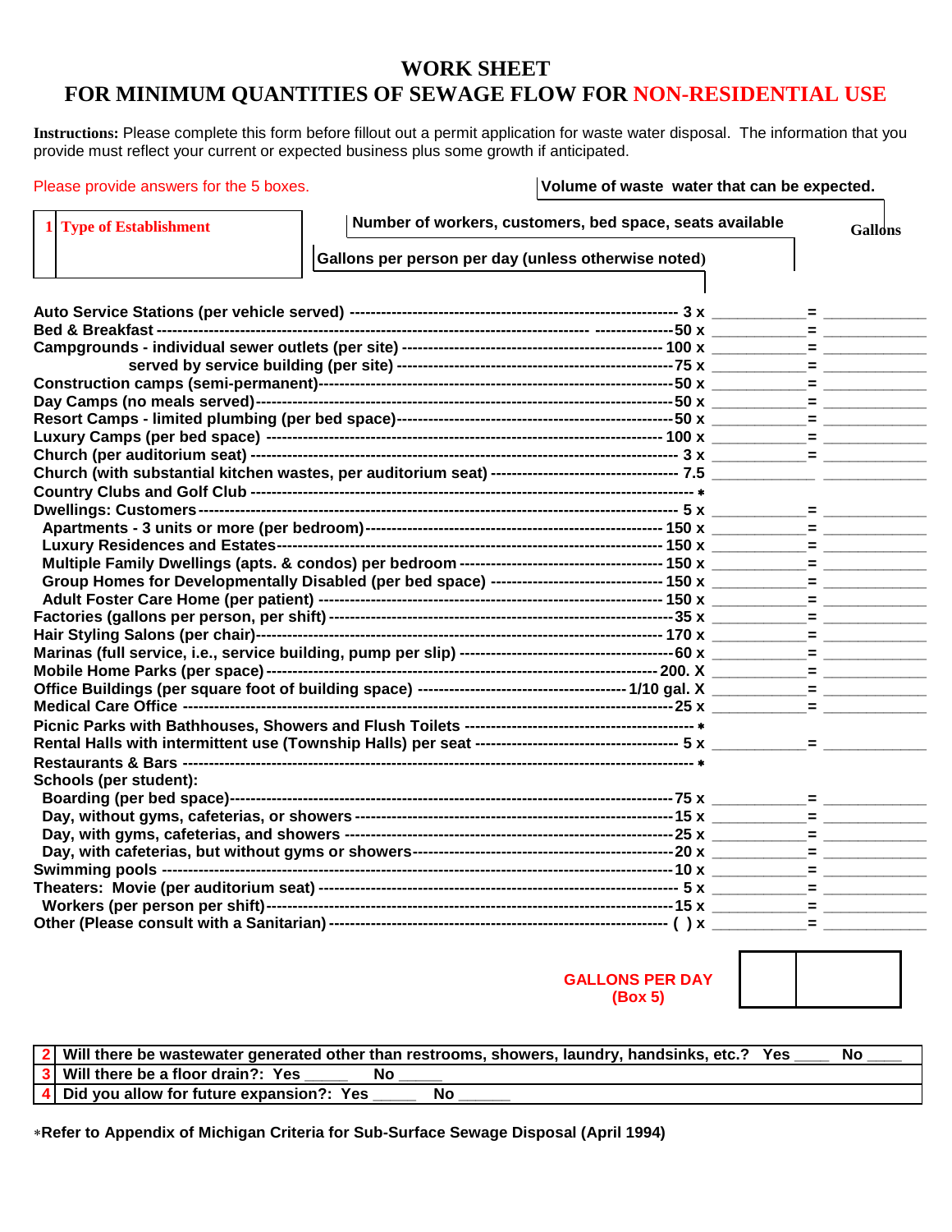# WORK SHEET
# FOR MINIMUM QUANTITIES OF SEWAGE FLOW FOR NON-RESIDENTIAL USE

**Instructions:** Please complete this form before fillout out a permit application for waste water disposal. The information that you provide must reflect your current or expected business plus some growth if anticipated.

Please provide answers for the 5 boxes.

**Volume of waste water that can be expected.**

| **1 Type of Establishment** | **Gallons per person per day (unless otherwise noted)** | **Number of workers, customers, bed space, seats available** | **Gallons** |
|---|---|---|---|
| Auto Service Stations (per vehicle served) | 3 x | ________ | = ________ |
| Bed & Breakfast | 50 x | ________ | = ________ |
| Campgrounds - individual sewer outlets (per site) | 100 x | ________ | = ________ |
| served by service building (per site) | 75 x | ________ | = ________ |
| Construction camps (semi-permanent) | 50 x | ________ | = ________ |
| Day Camps (no meals served) | 50 x | ________ | = ________ |
| Resort Camps - limited plumbing (per bed space) | 50 x | ________ | = ________ |
| Luxury Camps (per bed space) | 100 x | ________ | = ________ |
| Church (per auditorium seat) | 3 x | ________ | = ________ |
| Church (with substantial kitchen wastes, per auditorium seat) | 7.5 | ________ | ________ |
| Country Clubs and Golf Club | * | | |
| Dwellings: Customers | 5 x | ________ | = ________ |
| Apartments - 3 units or more (per bedroom) | 150 x | ________ | = ________ |
| Luxury Residences and Estates | 150 x | ________ | = ________ |
| Multiple Family Dwellings (apts. & condos) per bedroom | 150 x | ________ | = ________ |
| Group Homes for Developmentally Disabled (per bed space) | 150 x | ________ | = ________ |
| Adult Foster Care Home (per patient) | 150 x | ________ | = ________ |
| Factories (gallons per person, per shift) | 35 x | ________ | = ________ |
| Hair Styling Salons (per chair) | 170 x | ________ | = ________ |
| Marinas (full service, i.e., service building, pump per slip) | 60 x | ________ | = ________ |
| Mobile Home Parks (per space) | 200. X | ________ | = ________ |
| Office Buildings (per square foot of building space) | 1/10 gal. X | ________ | = ________ |
| Medical Care Office | 25 x | ________ | = ________ |
| Picnic Parks with Bathhouses, Showers and Flush Toilets | * | | |
| Rental Halls with intermittent use (Township Halls) per seat | 5 x | ________ | = ________ |
| Restaurants & Bars | * | | |
| Schools (per student): | | | |
| Boarding (per bed space) | 75 x | ________ | = ________ |
| Day, without gyms, cafeterias, or showers | 15 x | ________ | = ________ |
| Day, with gyms, cafeterias, and showers | 25 x | ________ | = ________ |
| Day, with cafeterias, but without gyms or showers | 20 x | ________ | = ________ |
| Swimming pools | 10 x | ________ | = ________ |
| Theaters: Movie (per auditorium seat) | 5 x | ________ | = ________ |
| Workers (per person per shift) | 15 x | ________ | = ________ |
| Other (Please consult with a Sanitarian) | ( ) x | ________ | = ________ |

**GALLONS PER DAY (Box 5)** ________

| | |
|---|---|
| 2 | Will there be wastewater generated other than restrooms, showers, laundry, handsinks, etc.? Yes ____ No ____ |
| 3 | Will there be a floor drain?: Yes _____ No _____ |
| 4 | Did you allow for future expansion?: Yes _____ No ______ |

*Refer to Appendix of Michigan Criteria for Sub-Surface Sewage Disposal (April 1994)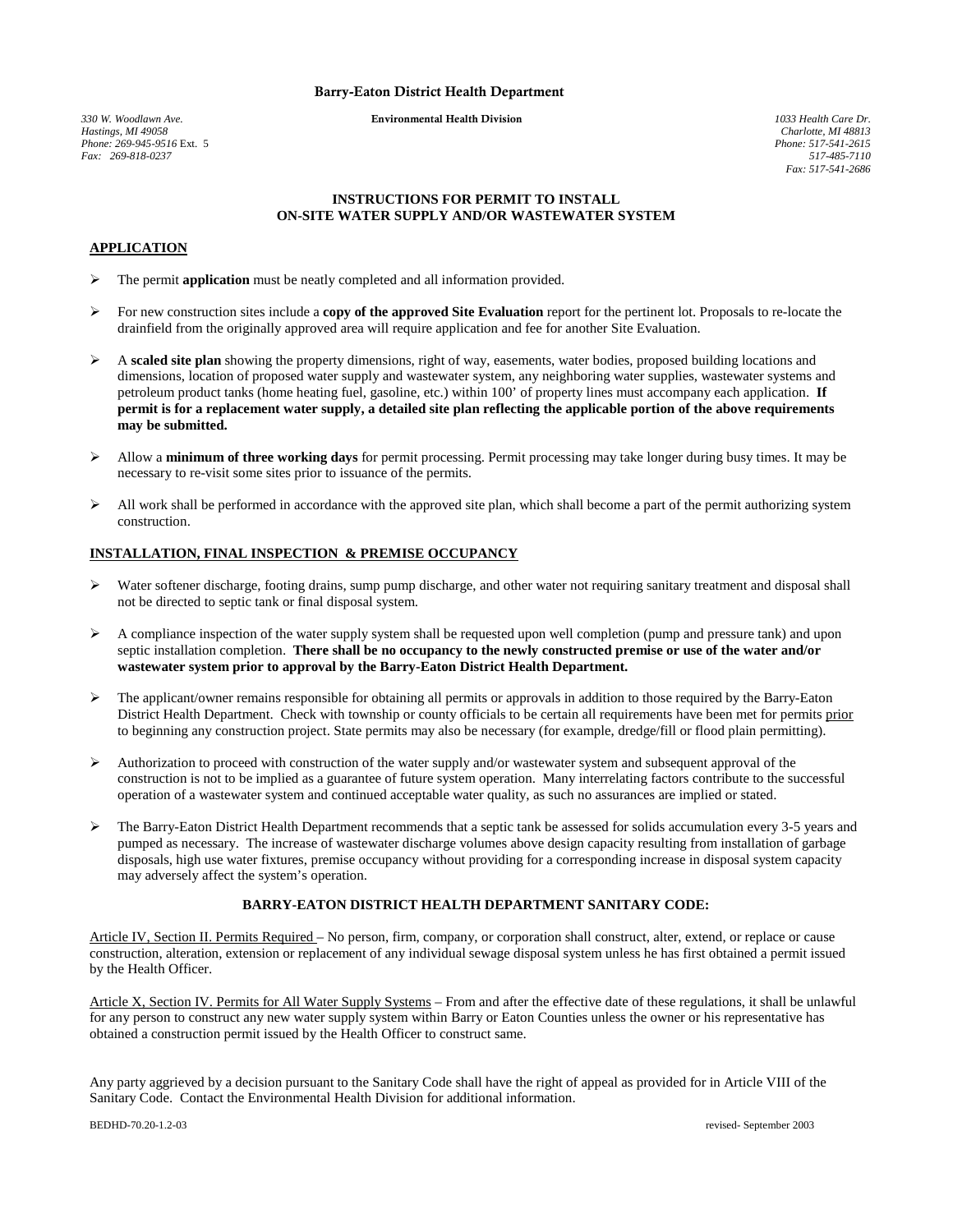**Barry-Eaton District Health Department**

*330 W. Woodlawn Ave.*
*Hastings, MI 49058*
*Phone: 269-945-9516* Ext. 5
*Fax: 269-818-0237*

**Environmental Health Division**

*1033 Health Care Dr.*
*Charlotte, MI 48813*
*Phone: 517-541-2615*
*517-485-7110*
*Fax: 517-541-2686*

## INSTRUCTIONS FOR PERMIT TO INSTALL ON-SITE WATER SUPPLY AND/OR WASTEWATER SYSTEM

### APPLICATION

- The permit **application** must be neatly completed and all information provided.
- For new construction sites include a **copy of the approved Site Evaluation** report for the pertinent lot. Proposals to re-locate the drainfield from the originally approved area will require application and fee for another Site Evaluation.
- A **scaled site plan** showing the property dimensions, right of way, easements, water bodies, proposed building locations and dimensions, location of proposed water supply and wastewater system, any neighboring water supplies, wastewater systems and petroleum product tanks (home heating fuel, gasoline, etc.) within 100' of property lines must accompany each application. **If permit is for a replacement water supply, a detailed site plan reflecting the applicable portion of the above requirements may be submitted.**
- Allow a **minimum of three working days** for permit processing. Permit processing may take longer during busy times. It may be necessary to re-visit some sites prior to issuance of the permits.
- All work shall be performed in accordance with the approved site plan, which shall become a part of the permit authorizing system construction.

### INSTALLATION, FINAL INSPECTION & PREMISE OCCUPANCY

- Water softener discharge, footing drains, sump pump discharge, and other water not requiring sanitary treatment and disposal shall not be directed to septic tank or final disposal system.
- A compliance inspection of the water supply system shall be requested upon well completion (pump and pressure tank) and upon septic installation completion. **There shall be no occupancy to the newly constructed premise or use of the water and/or wastewater system prior to approval by the Barry-Eaton District Health Department.**
- The applicant/owner remains responsible for obtaining all permits or approvals in addition to those required by the Barry-Eaton District Health Department. Check with township or county officials to be certain all requirements have been met for permits prior to beginning any construction project. State permits may also be necessary (for example, dredge/fill or flood plain permitting).
- Authorization to proceed with construction of the water supply and/or wastewater system and subsequent approval of the construction is not to be implied as a guarantee of future system operation. Many interrelating factors contribute to the successful operation of a wastewater system and continued acceptable water quality, as such no assurances are implied or stated.
- The Barry-Eaton District Health Department recommends that a septic tank be assessed for solids accumulation every 3-5 years and pumped as necessary. The increase of wastewater discharge volumes above design capacity resulting from installation of garbage disposals, high use water fixtures, premise occupancy without providing for a corresponding increase in disposal system capacity may adversely affect the system's operation.

### BARRY-EATON DISTRICT HEALTH DEPARTMENT SANITARY CODE:

Article IV, Section II. Permits Required – No person, firm, company, or corporation shall construct, alter, extend, or replace or cause construction, alteration, extension or replacement of any individual sewage disposal system unless he has first obtained a permit issued by the Health Officer.

Article X, Section IV. Permits for All Water Supply Systems – From and after the effective date of these regulations, it shall be unlawful for any person to construct any new water supply system within Barry or Eaton Counties unless the owner or his representative has obtained a construction permit issued by the Health Officer to construct same.

Any party aggrieved by a decision pursuant to the Sanitary Code shall have the right of appeal as provided for in Article VIII of the Sanitary Code. Contact the Environmental Health Division for additional information.

BEDHD-70.20-1.2-03 revised- September 2003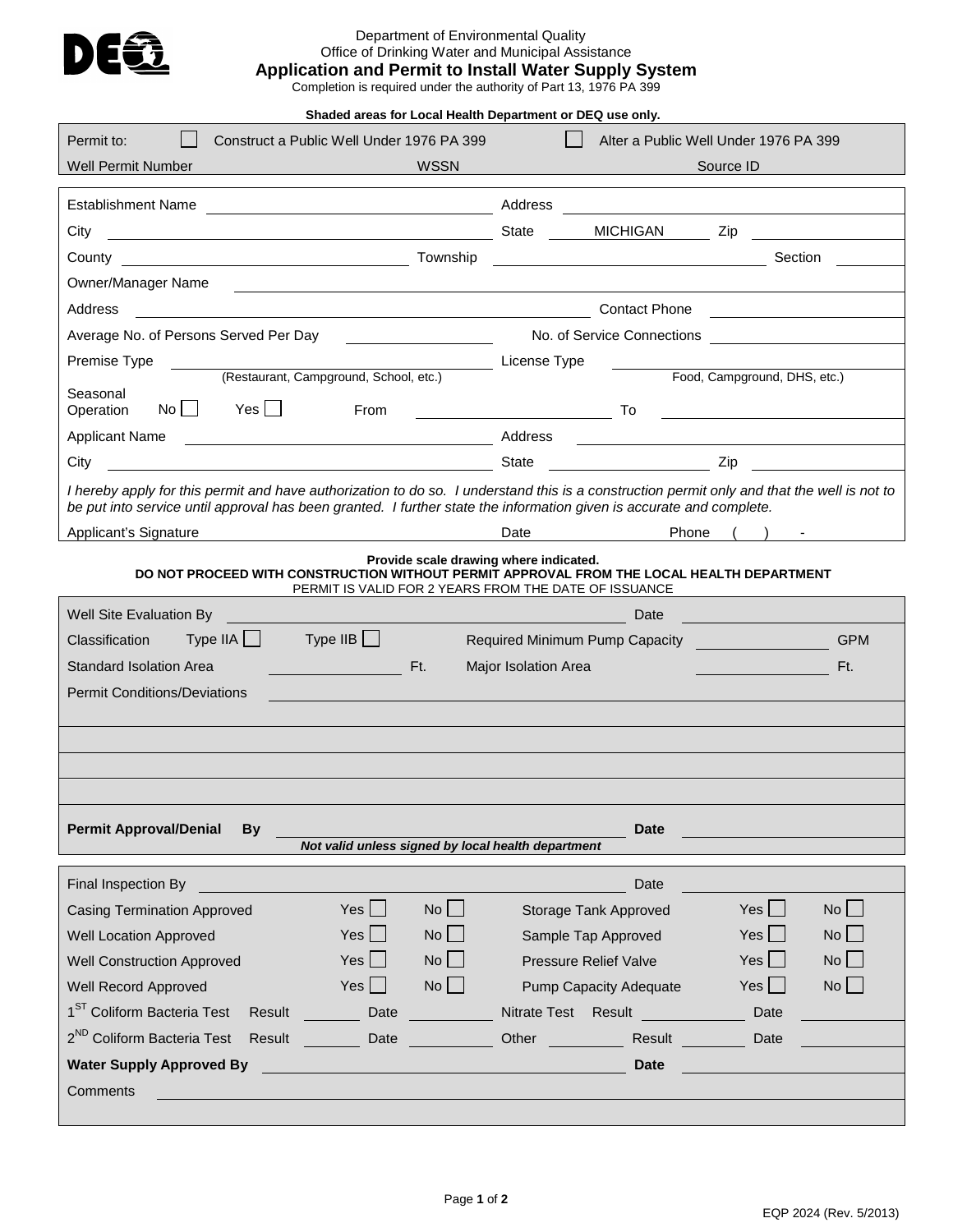DEQ

Department of Environmental Quality
Office of Drinking Water and Municipal Assistance

# Application and Permit to Install Water Supply System

Completion is required under the authority of Part 13, 1976 PA 399

**Shaded areas for Local Health Department or DEQ use only.**

| | | |
|---|---|---|
| Permit to: ☐ Construct a Public Well Under 1976 PA 399 | ☐ Alter a Public Well Under 1976 PA 399 | |
| Well Permit Number | WSSN | Source ID |

| | |
|---|---|
| Establishment Name | Address |
| City | State MICHIGAN Zip |
| County | Township Section |
| Owner/Manager Name | |
| Address | Contact Phone |
| Average No. of Persons Served Per Day | No. of Service Connections |
| Premise Type (Restaurant, Campground, School, etc.) | License Type (Food, Campground, DHS, etc.) |
| Seasonal Operation No ☐ Yes ☐ From | To |
| Applicant Name | Address |
| City | State Zip |

*I hereby apply for this permit and have authorization to do so. I understand this is a construction permit only and that the well is not to be put into service until approval has been granted. I further state the information given is accurate and complete.*

Applicant's Signature ______ Date ______ Phone ( ) -

**Provide scale drawing where indicated.**
**DO NOT PROCEED WITH CONSTRUCTION WITHOUT PERMIT APPROVAL FROM THE LOCAL HEALTH DEPARTMENT**
PERMIT IS VALID FOR 2 YEARS FROM THE DATE OF ISSUANCE

| | |
|---|---|
| Well Site Evaluation By | Date |
| Classification Type IIA ☐ Type IIB ☐ | Required Minimum Pump Capacity ______ GPM |
| Standard Isolation Area ______ Ft. | Major Isolation Area ______ Ft. |
| Permit Conditions/Deviations | |
| | |
| | |
| | |
| | |
| **Permit Approval/Denial By** | **Date** |

***Not valid unless signed by local health department***

| | | | | | |
|---|---|---|---|---|---|
| Final Inspection By | | | Date | | |
| Casing Termination Approved | Yes ☐ | No ☐ | Storage Tank Approved | Yes ☐ | No ☐ |
| Well Location Approved | Yes ☐ | No ☐ | Sample Tap Approved | Yes ☐ | No ☐ |
| Well Construction Approved | Yes ☐ | No ☐ | Pressure Relief Valve | Yes ☐ | No ☐ |
| Well Record Approved | Yes ☐ | No ☐ | Pump Capacity Adequate | Yes ☐ | No ☐ |
| 1[ST] Coliform Bacteria Test | Result | Date | Nitrate Test Result | Date | |
| 2[ND] Coliform Bacteria Test | Result | Date | Other Result | Date | |
| **Water Supply Approved By** | | | **Date** | | |
| Comments | | | | | |

EQP 2024 (Rev. 5/2013)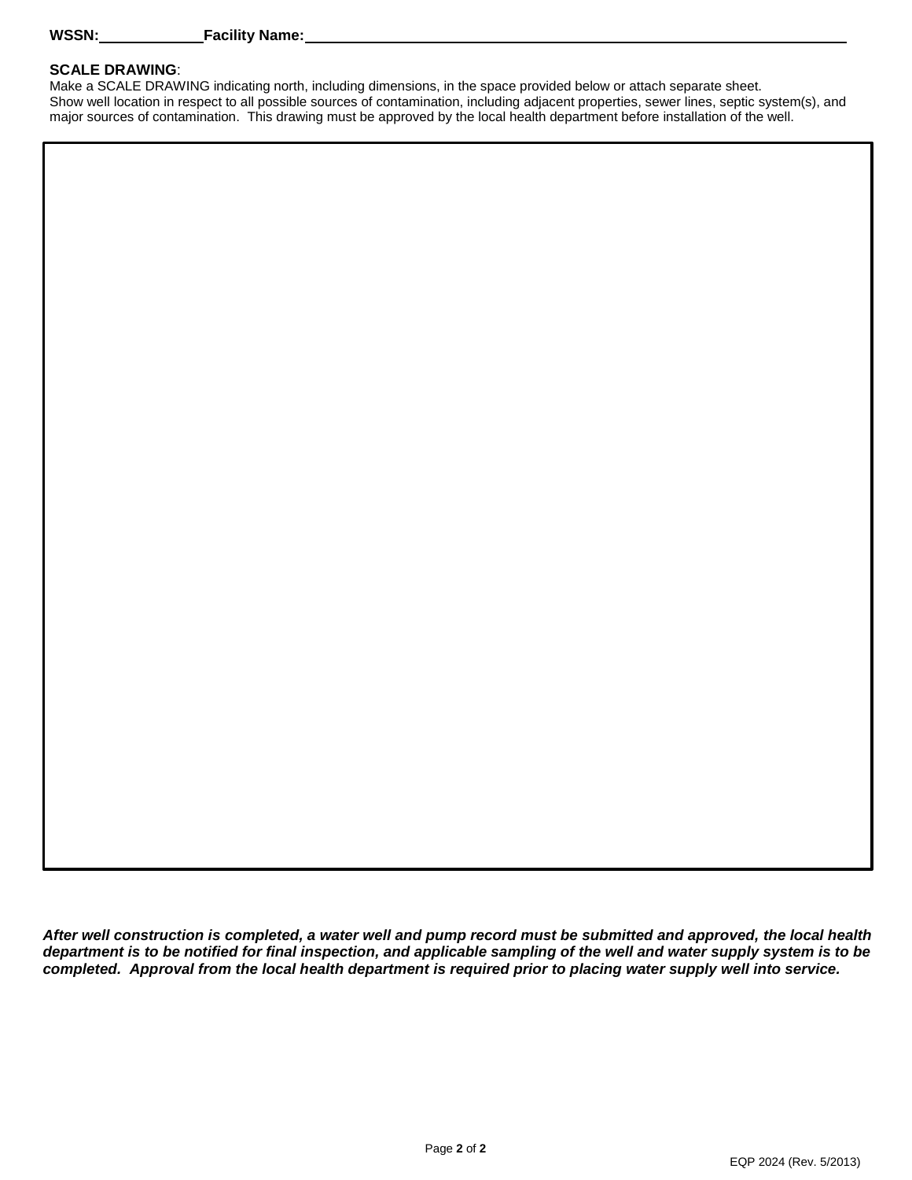**WSSN:** ____________ **Facility Name:** ________________________________________________

**SCALE DRAWING**:

Make a SCALE DRAWING indicating north, including dimensions, in the space provided below or attach separate sheet.
Show well location in respect to all possible sources of contamination, including adjacent properties, sewer lines, septic system(s), and major sources of contamination. This drawing must be approved by the local health department before installation of the well.

***After well construction is completed, a water well and pump record must be submitted and approved, the local health department is to be notified for final inspection, and applicable sampling of the well and water supply system is to be completed. Approval from the local health department is required prior to placing water supply well into service.***

EQP 2024 (Rev. 5/2013)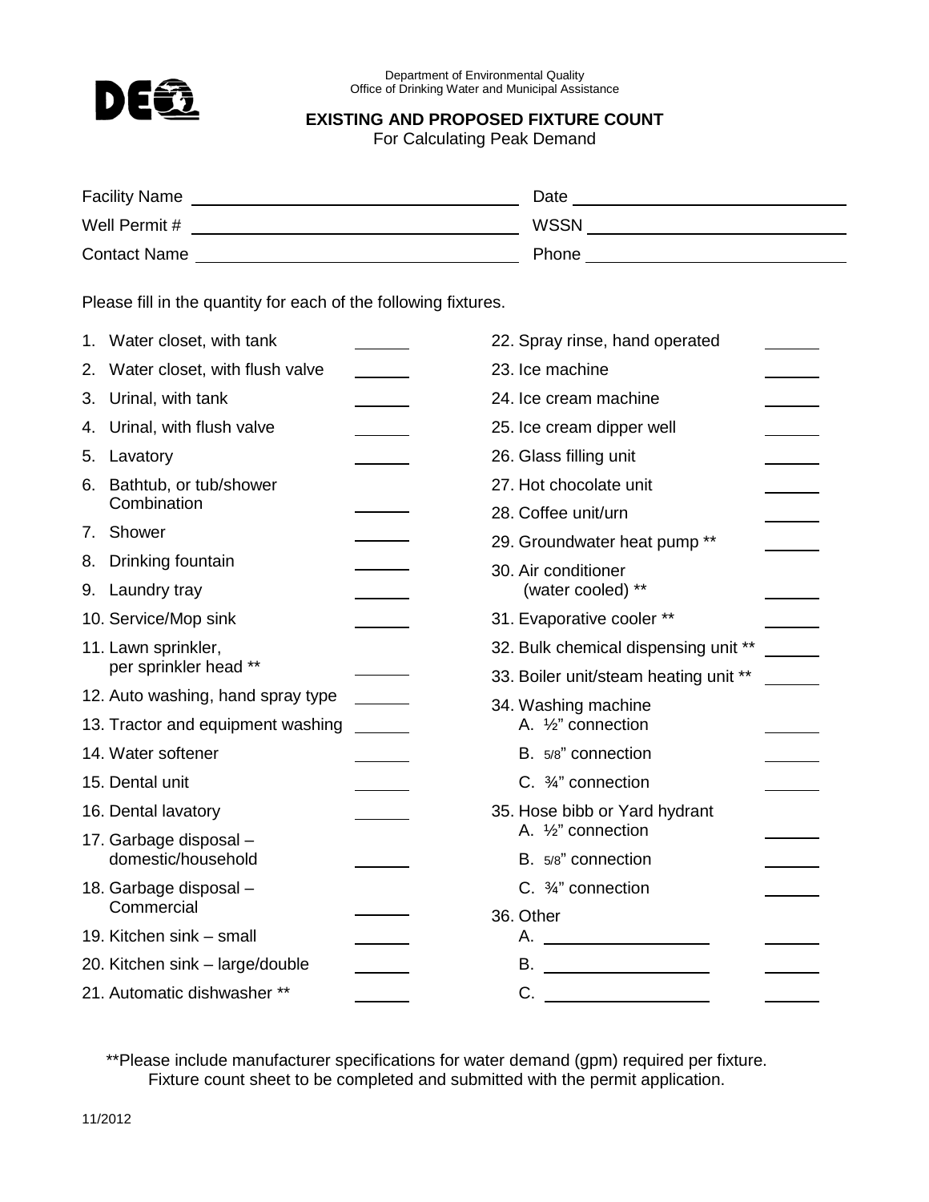Department of Environmental Quality
Office of Drinking Water and Municipal Assistance

# EXISTING AND PROPOSED FIXTURE COUNT

For Calculating Peak Demand

Facility Name ______________________________ Date ______________________________

Well Permit # ______________________________ WSSN ______________________________

Contact Name ______________________________ Phone ______________________________

Please fill in the quantity for each of the following fixtures.

| Fixture | Quantity |
|---|---|
| 1. Water closet, with tank | ______ |
| 2. Water closet, with flush valve | ______ |
| 3. Urinal, with tank | ______ |
| 4. Urinal, with flush valve | ______ |
| 5. Lavatory | ______ |
| 6. Bathtub, or tub/shower Combination | ______ |
| 7. Shower | ______ |
| 8. Drinking fountain | ______ |
| 9. Laundry tray | ______ |
| 10. Service/Mop sink | ______ |
| 11. Lawn sprinkler, per sprinkler head ** | ______ |
| 12. Auto washing, hand spray type | ______ |
| 13. Tractor and equipment washing | ______ |
| 14. Water softener | ______ |
| 15. Dental unit | ______ |
| 16. Dental lavatory | ______ |
| 17. Garbage disposal – domestic/household | ______ |
| 18. Garbage disposal – Commercial | ______ |
| 19. Kitchen sink – small | ______ |
| 20. Kitchen sink – large/double | ______ |
| 21. Automatic dishwasher ** | ______ |
| 22. Spray rinse, hand operated | ______ |
| 23. Ice machine | ______ |
| 24. Ice cream machine | ______ |
| 25. Ice cream dipper well | ______ |
| 26. Glass filling unit | ______ |
| 27. Hot chocolate unit | ______ |
| 28. Coffee unit/urn | ______ |
| 29. Groundwater heat pump ** | ______ |
| 30. Air conditioner (water cooled) ** | ______ |
| 31. Evaporative cooler ** | ______ |
| 32. Bulk chemical dispensing unit ** | ______ |
| 33. Boiler unit/steam heating unit ** | ______ |
| 34. Washing machine A. ½" connection | ______ |
| B. 5/8" connection | ______ |
| C. ¾" connection | ______ |
| 35. Hose bibb or Yard hydrant A. ½" connection | ______ |
| B. 5/8" connection | ______ |
| C. ¾" connection | ______ |
| 36. Other A. ________________ | ______ |
| B. ________________ | ______ |
| C. ________________ | ______ |

**Please include manufacturer specifications for water demand (gpm) required per fixture.
Fixture count sheet to be completed and submitted with the permit application.

11/2012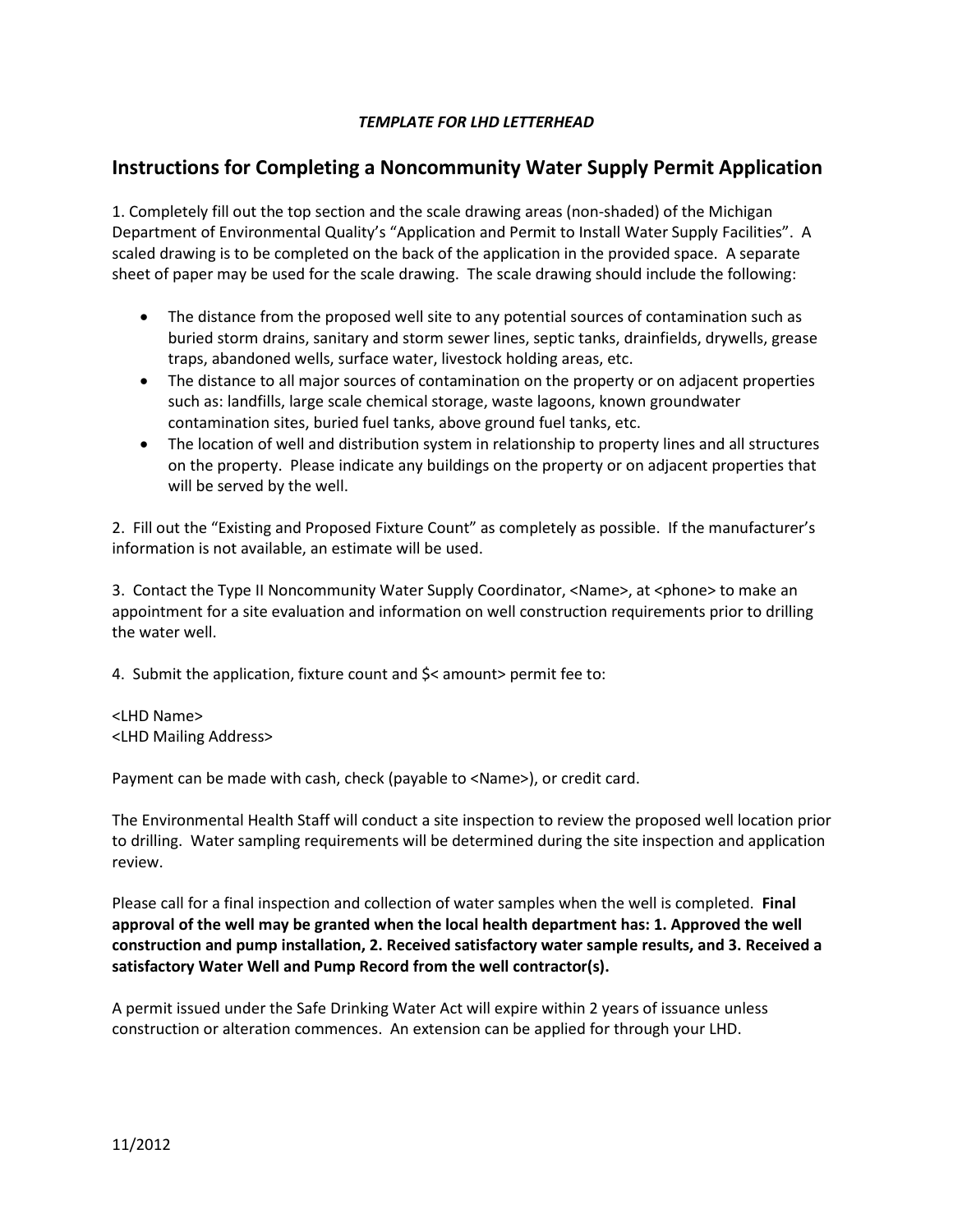*TEMPLATE FOR LHD LETTERHEAD*

## Instructions for Completing a Noncommunity Water Supply Permit Application

1. Completely fill out the top section and the scale drawing areas (non-shaded) of the Michigan Department of Environmental Quality's "Application and Permit to Install Water Supply Facilities". A scaled drawing is to be completed on the back of the application in the provided space. A separate sheet of paper may be used for the scale drawing. The scale drawing should include the following:

- The distance from the proposed well site to any potential sources of contamination such as buried storm drains, sanitary and storm sewer lines, septic tanks, drainfields, drywells, grease traps, abandoned wells, surface water, livestock holding areas, etc.
- The distance to all major sources of contamination on the property or on adjacent properties such as: landfills, large scale chemical storage, waste lagoons, known groundwater contamination sites, buried fuel tanks, above ground fuel tanks, etc.
- The location of well and distribution system in relationship to property lines and all structures on the property. Please indicate any buildings on the property or on adjacent properties that will be served by the well.

2. Fill out the "Existing and Proposed Fixture Count" as completely as possible. If the manufacturer's information is not available, an estimate will be used.

3. Contact the Type II Noncommunity Water Supply Coordinator, <Name>, at <phone> to make an appointment for a site evaluation and information on well construction requirements prior to drilling the water well.

4. Submit the application, fixture count and $< amount> permit fee to:

<LHD Name>
<LHD Mailing Address>

Payment can be made with cash, check (payable to <Name>), or credit card.

The Environmental Health Staff will conduct a site inspection to review the proposed well location prior to drilling. Water sampling requirements will be determined during the site inspection and application review.

Please call for a final inspection and collection of water samples when the well is completed. **Final approval of the well may be granted when the local health department has: 1. Approved the well construction and pump installation, 2. Received satisfactory water sample results, and 3. Received a satisfactory Water Well and Pump Record from the well contractor(s).**

A permit issued under the Safe Drinking Water Act will expire within 2 years of issuance unless construction or alteration commences. An extension can be applied for through your LHD.

11/2012